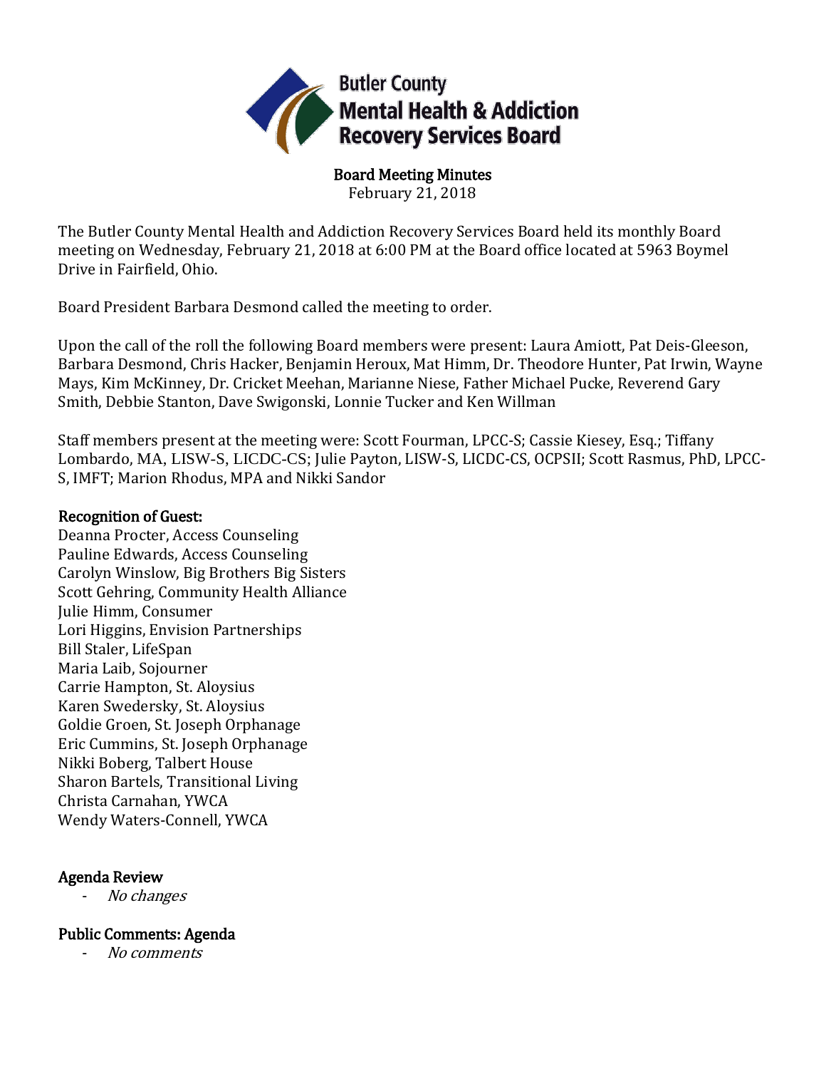Butler County Mental Health & Addiction Recovery Services Board

# Board Meeting Minutes

February 21, 2018

The Butler County Mental Health and Addiction Recovery Services Board held its monthly Board meeting on Wednesday, February 21, 2018 at 6:00 PM at the Board office located at 5963 Boymel Drive in Fairfield, Ohio.

Board President Barbara Desmond called the meeting to order.

Upon the call of the roll the following Board members were present: Laura Amiott, Pat Deis-Gleeson, Barbara Desmond, Chris Hacker, Benjamin Heroux, Mat Himm, Dr. Theodore Hunter, Pat Irwin, Wayne Mays, Kim McKinney, Dr. Cricket Meehan, Marianne Niese, Father Michael Pucke, Reverend Gary Smith, Debbie Stanton, Dave Swigonski, Lonnie Tucker and Ken Willman

Staff members present at the meeting were: Scott Fourman, LPCC-S; Cassie Kiesey, Esq.; Tiffany Lombardo, MA, LISW-S, LICDC-CS; Julie Payton, LISW-S, LICDC-CS, OCPSII; Scott Rasmus, PhD, LPCC-S, IMFT; Marion Rhodus, MPA and Nikki Sandor

## Recognition of Guest:

Deanna Procter, Access Counseling
Pauline Edwards, Access Counseling
Carolyn Winslow, Big Brothers Big Sisters
Scott Gehring, Community Health Alliance
Julie Himm, Consumer
Lori Higgins, Envision Partnerships
Bill Staler, LifeSpan
Maria Laib, Sojourner
Carrie Hampton, St. Aloysius
Karen Swedersky, St. Aloysius
Goldie Groen, St. Joseph Orphanage
Eric Cummins, St. Joseph Orphanage
Nikki Boberg, Talbert House
Sharon Bartels, Transitional Living
Christa Carnahan, YWCA
Wendy Waters-Connell, YWCA

## Agenda Review

- *No changes*

## Public Comments: Agenda

- *No comments*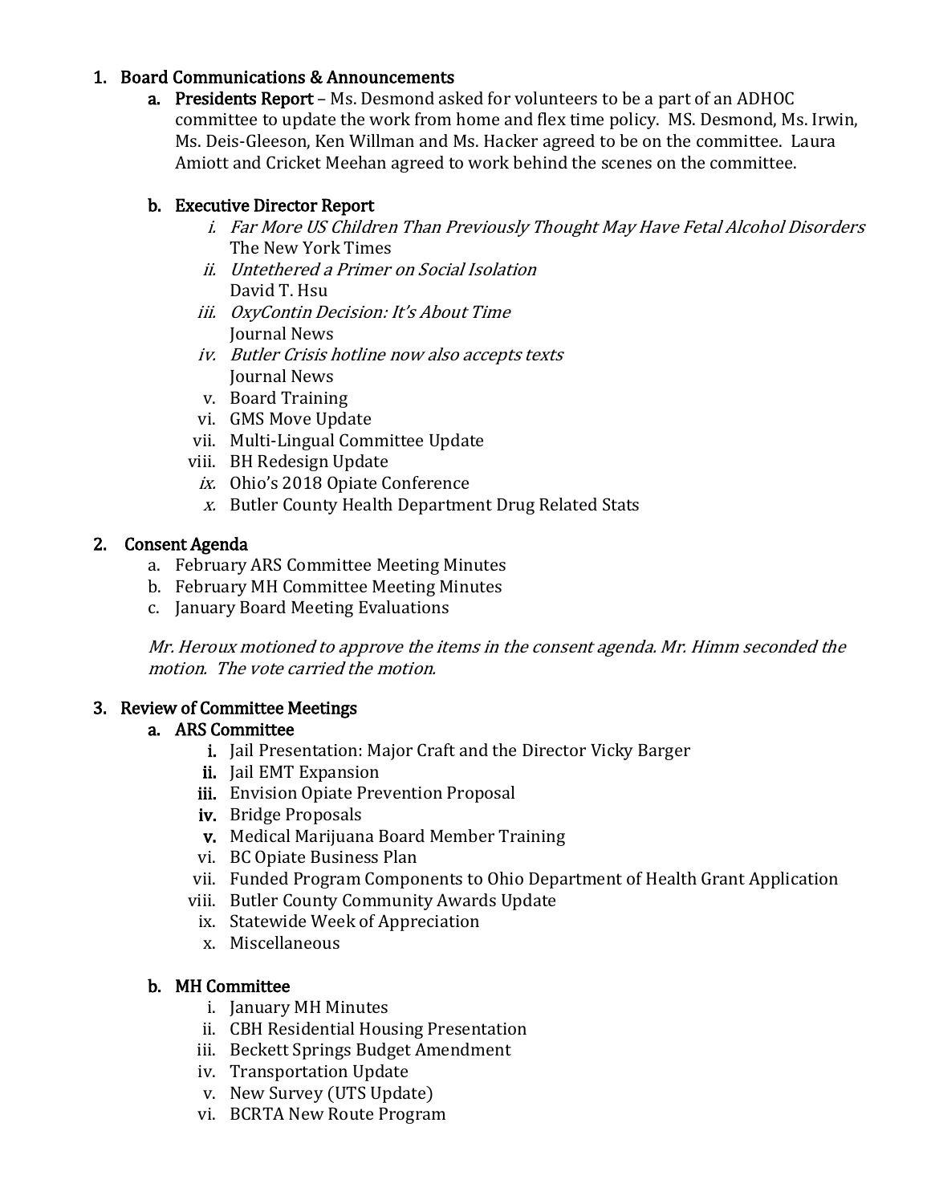1. **Board Communications & Announcements**
   a. **Presidents Report** – Ms. Desmond asked for volunteers to be a part of an ADHOC committee to update the work from home and flex time policy. MS. Desmond, Ms. Irwin, Ms. Deis-Gleeson, Ken Willman and Ms. Hacker agreed to be on the committee. Laura Amiott and Cricket Meehan agreed to work behind the scenes on the committee.

   b. **Executive Director Report**
      i. *Far More US Children Than Previously Thought May Have Fetal Alcohol Disorders* The New York Times
      ii. *Untethered a Primer on Social Isolation* David T. Hsu
      iii. *OxyContin Decision: It's About Time* Journal News
      iv. *Butler Crisis hotline now also accepts texts* Journal News
      v. Board Training
      vi. GMS Move Update
      vii. Multi-Lingual Committee Update
      viii. BH Redesign Update
      ix. Ohio's 2018 Opiate Conference
      x. Butler County Health Department Drug Related Stats

2. **Consent Agenda**
   a. February ARS Committee Meeting Minutes
   b. February MH Committee Meeting Minutes
   c. January Board Meeting Evaluations

   *Mr. Heroux motioned to approve the items in the consent agenda. Mr. Himm seconded the motion. The vote carried the motion.*

3. **Review of Committee Meetings**
   a. **ARS Committee**
      i. Jail Presentation: Major Craft and the Director Vicky Barger
      ii. Jail EMT Expansion
      iii. Envision Opiate Prevention Proposal
      iv. Bridge Proposals
      v. Medical Marijuana Board Member Training
      vi. BC Opiate Business Plan
      vii. Funded Program Components to Ohio Department of Health Grant Application
      viii. Butler County Community Awards Update
      ix. Statewide Week of Appreciation
      x. Miscellaneous

   b. **MH Committee**
      i. January MH Minutes
      ii. CBH Residential Housing Presentation
      iii. Beckett Springs Budget Amendment
      iv. Transportation Update
      v. New Survey (UTS Update)
      vi. BCRTA New Route Program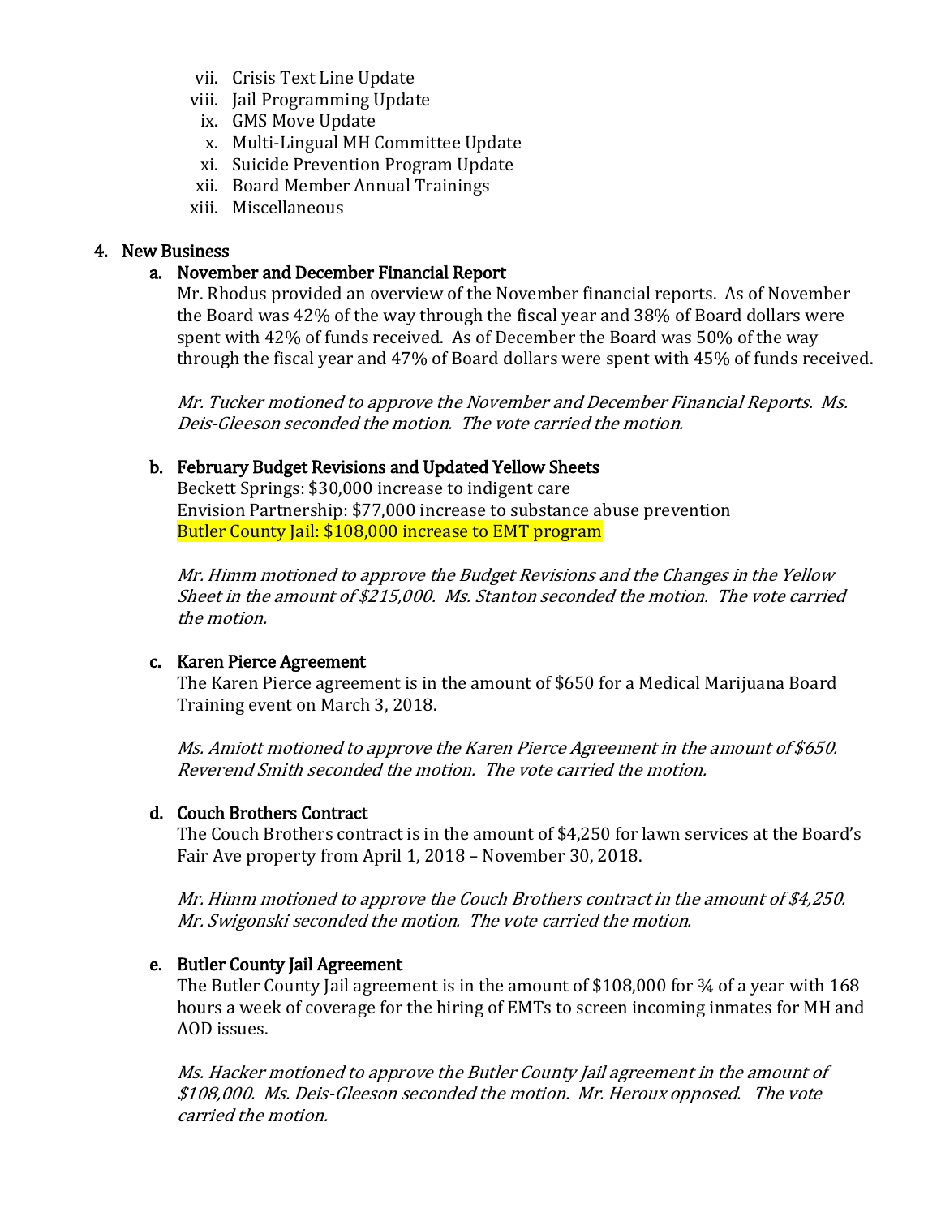vii. Crisis Text Line Update
viii. Jail Programming Update
ix. GMS Move Update
x. Multi-Lingual MH Committee Update
xi. Suicide Prevention Program Update
xii. Board Member Annual Trainings
xiii. Miscellaneous

## 4. New Business

### a. November and December Financial Report

Mr. Rhodus provided an overview of the November financial reports. As of November the Board was 42% of the way through the fiscal year and 38% of Board dollars were spent with 42% of funds received. As of December the Board was 50% of the way through the fiscal year and 47% of Board dollars were spent with 45% of funds received.

*Mr. Tucker motioned to approve the November and December Financial Reports. Ms. Deis-Gleeson seconded the motion. The vote carried the motion.*

### b. February Budget Revisions and Updated Yellow Sheets

Beckett Springs: $30,000 increase to indigent care
Envision Partnership: $77,000 increase to substance abuse prevention
Butler County Jail: $108,000 increase to EMT program

*Mr. Himm motioned to approve the Budget Revisions and the Changes in the Yellow Sheet in the amount of $215,000. Ms. Stanton seconded the motion. The vote carried the motion.*

### c. Karen Pierce Agreement

The Karen Pierce agreement is in the amount of $650 for a Medical Marijuana Board Training event on March 3, 2018.

*Ms. Amiott motioned to approve the Karen Pierce Agreement in the amount of $650. Reverend Smith seconded the motion. The vote carried the motion.*

### d. Couch Brothers Contract

The Couch Brothers contract is in the amount of $4,250 for lawn services at the Board's Fair Ave property from April 1, 2018 – November 30, 2018.

*Mr. Himm motioned to approve the Couch Brothers contract in the amount of $4,250. Mr. Swigonski seconded the motion. The vote carried the motion.*

### e. Butler County Jail Agreement

The Butler County Jail agreement is in the amount of $108,000 for ¾ of a year with 168 hours a week of coverage for the hiring of EMTs to screen incoming inmates for MH and AOD issues.

*Ms. Hacker motioned to approve the Butler County Jail agreement in the amount of $108,000. Ms. Deis-Gleeson seconded the motion. Mr. Heroux opposed. The vote carried the motion.*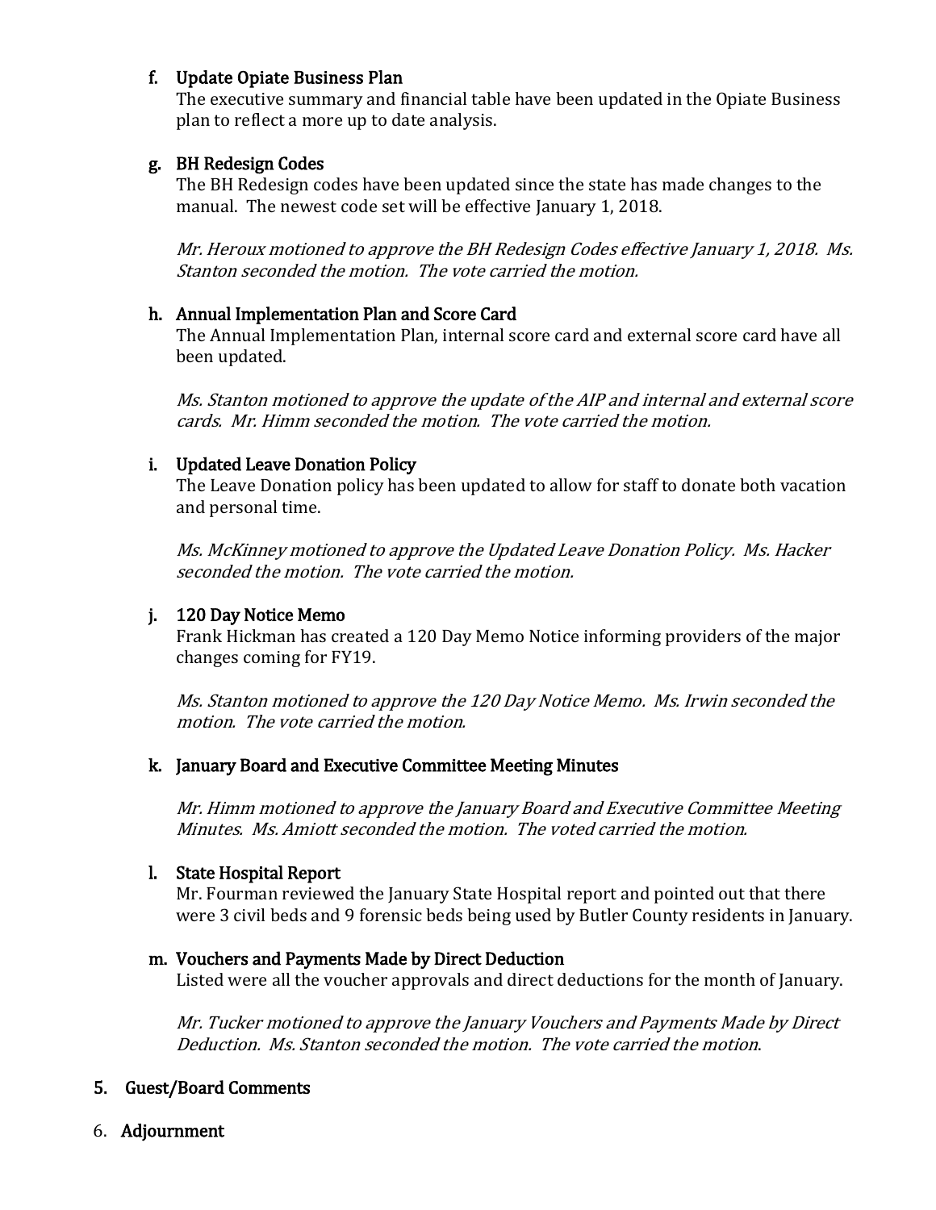f. **Update Opiate Business Plan**
   The executive summary and financial table have been updated in the Opiate Business plan to reflect a more up to date analysis.

g. **BH Redesign Codes**
   The BH Redesign codes have been updated since the state has made changes to the manual. The newest code set will be effective January 1, 2018.

   *Mr. Heroux motioned to approve the BH Redesign Codes effective January 1, 2018. Ms. Stanton seconded the motion. The vote carried the motion.*

h. **Annual Implementation Plan and Score Card**
   The Annual Implementation Plan, internal score card and external score card have all been updated.

   *Ms. Stanton motioned to approve the update of the AIP and internal and external score cards. Mr. Himm seconded the motion. The vote carried the motion.*

i. **Updated Leave Donation Policy**
   The Leave Donation policy has been updated to allow for staff to donate both vacation and personal time.

   *Ms. McKinney motioned to approve the Updated Leave Donation Policy. Ms. Hacker seconded the motion. The vote carried the motion.*

j. **120 Day Notice Memo**
   Frank Hickman has created a 120 Day Memo Notice informing providers of the major changes coming for FY19.

   *Ms. Stanton motioned to approve the 120 Day Notice Memo. Ms. Irwin seconded the motion. The vote carried the motion.*

k. **January Board and Executive Committee Meeting Minutes**

   *Mr. Himm motioned to approve the January Board and Executive Committee Meeting Minutes. Ms. Amiott seconded the motion. The voted carried the motion.*

l. **State Hospital Report**
   Mr. Fourman reviewed the January State Hospital report and pointed out that there were 3 civil beds and 9 forensic beds being used by Butler County residents in January.

m. **Vouchers and Payments Made by Direct Deduction**
   Listed were all the voucher approvals and direct deductions for the month of January.

   *Mr. Tucker motioned to approve the January Vouchers and Payments Made by Direct Deduction. Ms. Stanton seconded the motion. The vote carried the motion.*

5. **Guest/Board Comments**

6. **Adjournment**